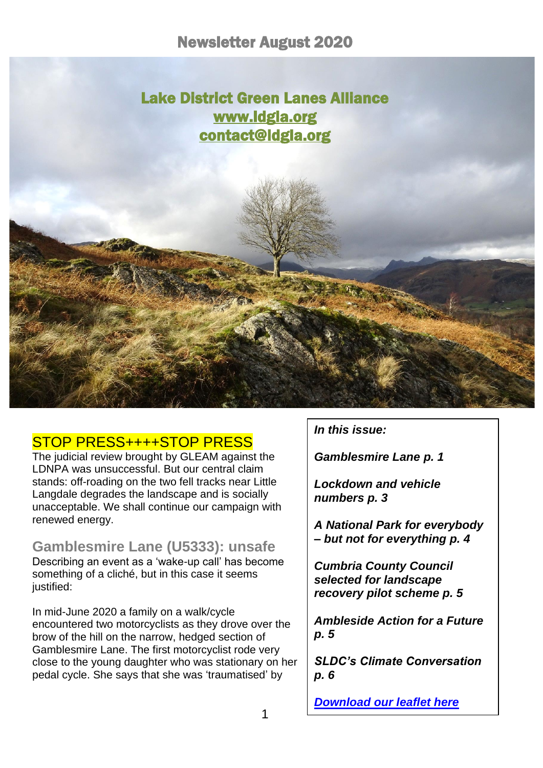# Newsletter August 2020

## Lake District Green Lanes Alliance

www.ldgla.org

contact@ldgla.org

## STOP PRESS++++STOP PRESS

The judicial review brought by GLEAM against the LDNPA was unsuccessful. But our central claim stands: off-roading on the two fell tracks near Little Langdale degrades the landscape and is socially unacceptable. We shall continue our campaign with renewed energy.

## Gamblesmire Lane (U5333): unsafe

Describing an event as a 'wake-up call' has become something of a cliché, but in this case it seems justified:

In mid-June 2020 a family on a walk/cycle encountered two motorcyclists as they drove over the brow of the hill on the narrow, hedged section of Gamblesmire Lane. The first motorcyclist rode very close to the young daughter who was stationary on her pedal cycle. She says that she was 'traumatised' by

***In this issue:***

***Gamblesmire Lane p. 1***

***Lockdown and vehicle numbers p. 3***

***A National Park for everybody – but not for everything p. 4***

***Cumbria County Council selected for landscape recovery pilot scheme p. 5***

***Ambleside Action for a Future p. 5***

***SLDC's Climate Conversation p. 6***

***Download our leaflet here***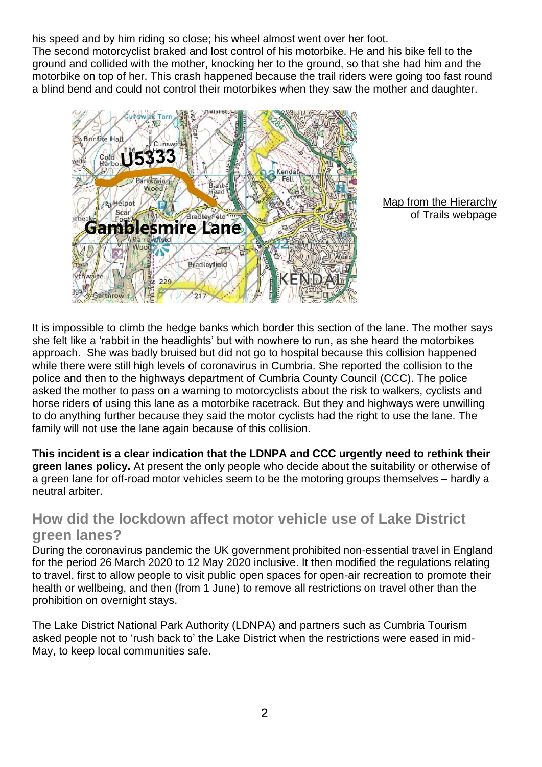his speed and by him riding so close; his wheel almost went over her foot.
The second motorcyclist braked and lost control of his motorbike. He and his bike fell to the ground and collided with the mother, knocking her to the ground, so that she had him and the motorbike on top of her. This crash happened because the trail riders were going too fast round a blind bend and could not control their motorbikes when they saw the mother and daughter.

Map from the Hierarchy of Trails webpage

It is impossible to climb the hedge banks which border this section of the lane. The mother says she felt like a 'rabbit in the headlights' but with nowhere to run, as she heard the motorbikes approach. She was badly bruised but did not go to hospital because this collision happened while there were still high levels of coronavirus in Cumbria. She reported the collision to the police and then to the highways department of Cumbria County Council (CCC). The police asked the mother to pass on a warning to motorcyclists about the risk to walkers, cyclists and horse riders of using this lane as a motorbike racetrack. But they and highways were unwilling to do anything further because they said the motor cyclists had the right to use the lane. The family will not use the lane again because of this collision.

**This incident is a clear indication that the LDNPA and CCC urgently need to rethink their green lanes policy.** At present the only people who decide about the suitability or otherwise of a green lane for off-road motor vehicles seem to be the motoring groups themselves – hardly a neutral arbiter.

## How did the lockdown affect motor vehicle use of Lake District green lanes?

During the coronavirus pandemic the UK government prohibited non-essential travel in England for the period 26 March 2020 to 12 May 2020 inclusive. It then modified the regulations relating to travel, first to allow people to visit public open spaces for open-air recreation to promote their health or wellbeing, and then (from 1 June) to remove all restrictions on travel other than the prohibition on overnight stays.

The Lake District National Park Authority (LDNPA) and partners such as Cumbria Tourism asked people not to 'rush back to' the Lake District when the restrictions were eased in mid-May, to keep local communities safe.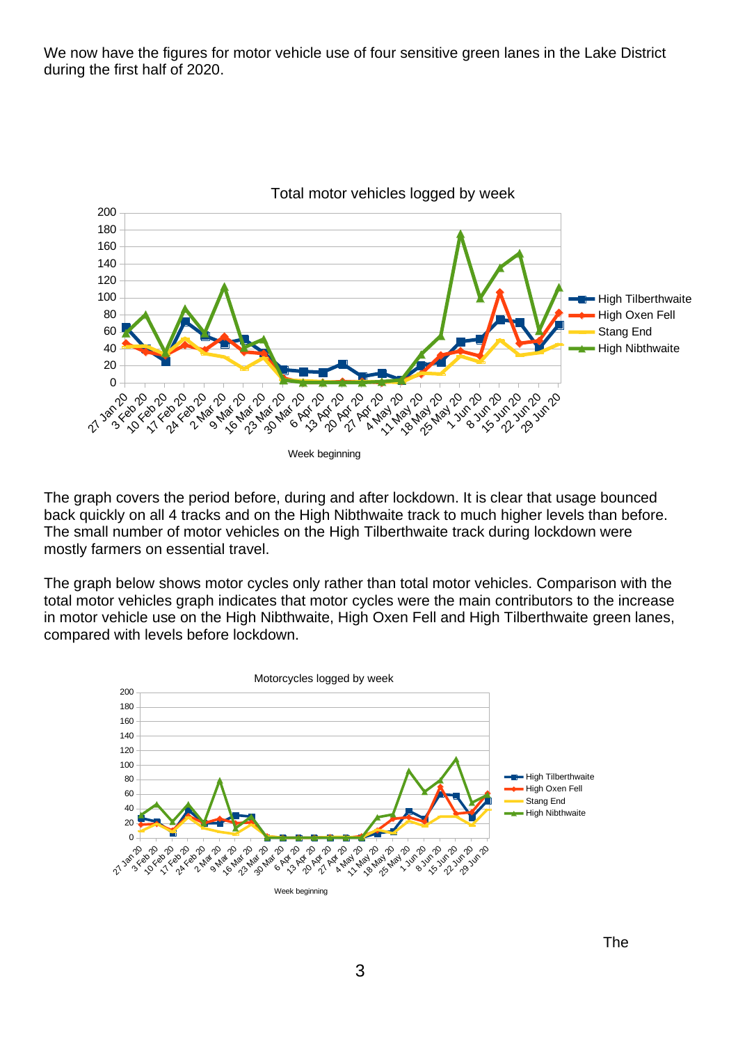We now have the figures for motor vehicle use of four sensitive green lanes in the Lake District during the first half of 2020.

The graph covers the period before, during and after lockdown. It is clear that usage bounced back quickly on all 4 tracks and on the High Nibthwaite track to much higher levels than before. The small number of motor vehicles on the High Tilberthwaite track during lockdown were mostly farmers on essential travel.

The graph below shows motor cycles only rather than total motor vehicles. Comparison with the total motor vehicles graph indicates that motor cycles were the main contributors to the increase in motor vehicle use on the High Nibthwaite, High Oxen Fell and High Tilberthwaite green lanes, compared with levels before lockdown.

The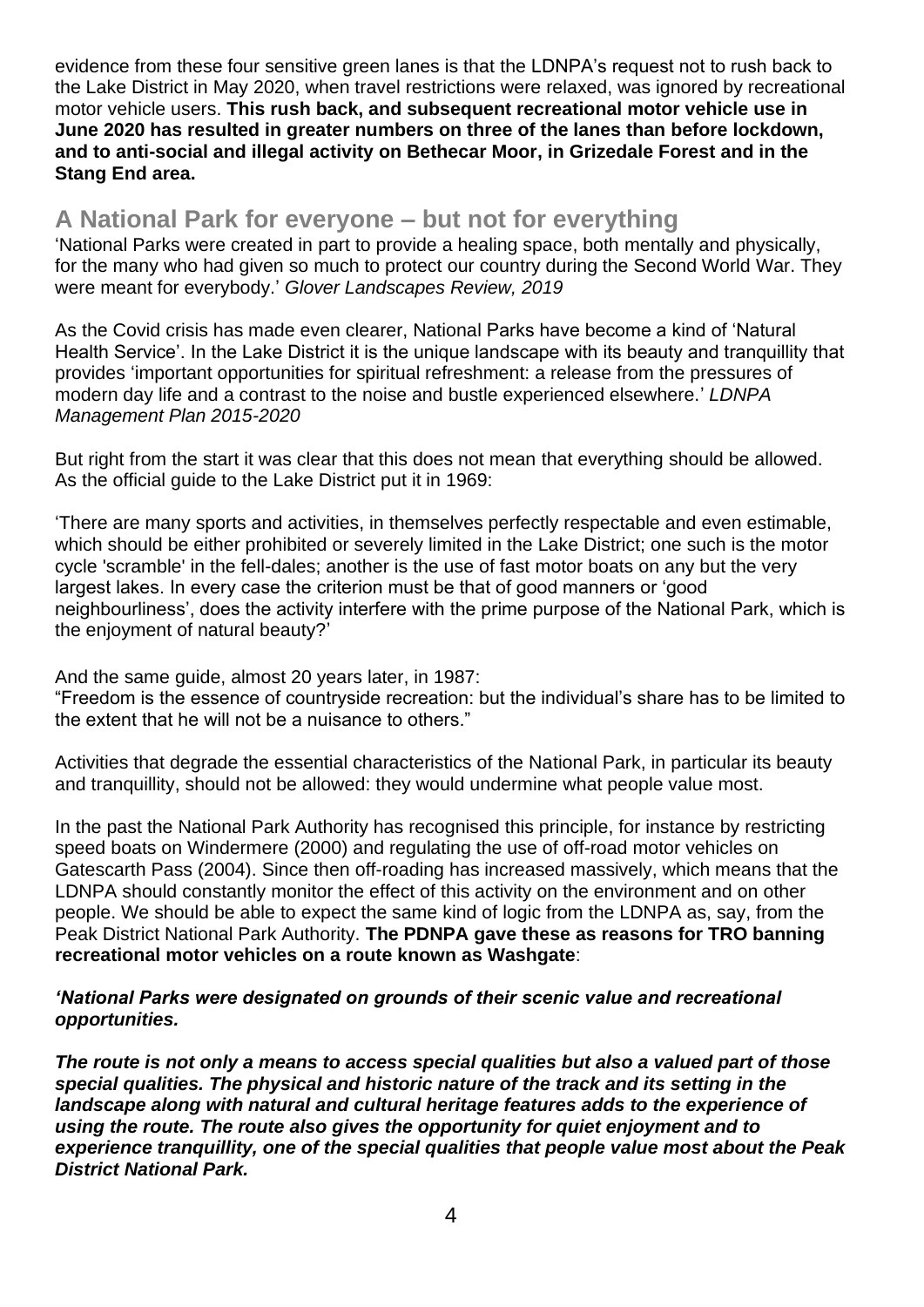evidence from these four sensitive green lanes is that the LDNPA's request not to rush back to the Lake District in May 2020, when travel restrictions were relaxed, was ignored by recreational motor vehicle users. **This rush back, and subsequent recreational motor vehicle use in June 2020 has resulted in greater numbers on three of the lanes than before lockdown, and to anti-social and illegal activity on Bethecar Moor, in Grizedale Forest and in the Stang End area.**

## A National Park for everyone – but not for everything

'National Parks were created in part to provide a healing space, both mentally and physically, for the many who had given so much to protect our country during the Second World War. They were meant for everybody.' *Glover Landscapes Review, 2019*

As the Covid crisis has made even clearer, National Parks have become a kind of 'Natural Health Service'. In the Lake District it is the unique landscape with its beauty and tranquillity that provides 'important opportunities for spiritual refreshment: a release from the pressures of modern day life and a contrast to the noise and bustle experienced elsewhere.' *LDNPA Management Plan 2015-2020*

But right from the start it was clear that this does not mean that everything should be allowed. As the official guide to the Lake District put it in 1969:

'There are many sports and activities, in themselves perfectly respectable and even estimable, which should be either prohibited or severely limited in the Lake District; one such is the motor cycle 'scramble' in the fell-dales; another is the use of fast motor boats on any but the very largest lakes. In every case the criterion must be that of good manners or 'good neighbourliness', does the activity interfere with the prime purpose of the National Park, which is the enjoyment of natural beauty?'

And the same guide, almost 20 years later, in 1987:
"Freedom is the essence of countryside recreation: but the individual's share has to be limited to the extent that he will not be a nuisance to others."

Activities that degrade the essential characteristics of the National Park, in particular its beauty and tranquillity, should not be allowed: they would undermine what people value most.

In the past the National Park Authority has recognised this principle, for instance by restricting speed boats on Windermere (2000) and regulating the use of off-road motor vehicles on Gatescarth Pass (2004). Since then off-roading has increased massively, which means that the LDNPA should constantly monitor the effect of this activity on the environment and on other people. We should be able to expect the same kind of logic from the LDNPA as, say, from the Peak District National Park Authority. **The PDNPA gave these as reasons for TRO banning recreational motor vehicles on a route known as Washgate**:

***'National Parks were designated on grounds of their scenic value and recreational opportunities.***

***The route is not only a means to access special qualities but also a valued part of those special qualities. The physical and historic nature of the track and its setting in the landscape along with natural and cultural heritage features adds to the experience of using the route. The route also gives the opportunity for quiet enjoyment and to experience tranquillity, one of the special qualities that people value most about the Peak District National Park.***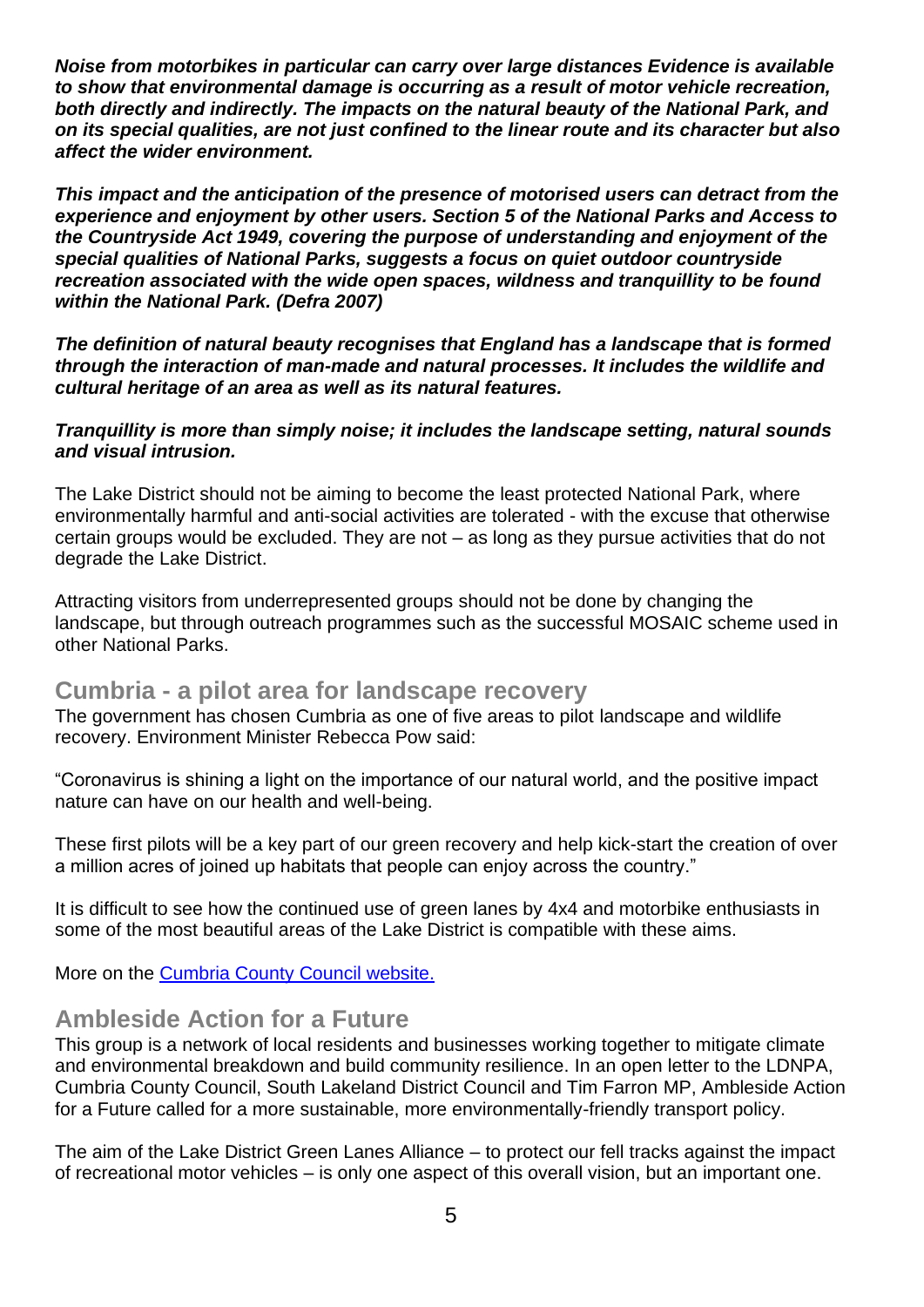***Noise from motorbikes in particular can carry over large distances Evidence is available to show that environmental damage is occurring as a result of motor vehicle recreation, both directly and indirectly. The impacts on the natural beauty of the National Park, and on its special qualities, are not just confined to the linear route and its character but also affect the wider environment.***

***This impact and the anticipation of the presence of motorised users can detract from the experience and enjoyment by other users. Section 5 of the National Parks and Access to the Countryside Act 1949, covering the purpose of understanding and enjoyment of the special qualities of National Parks, suggests a focus on quiet outdoor countryside recreation associated with the wide open spaces, wildness and tranquillity to be found within the National Park. (Defra 2007)***

***The definition of natural beauty recognises that England has a landscape that is formed through the interaction of man-made and natural processes. It includes the wildlife and cultural heritage of an area as well as its natural features.***

***Tranquillity is more than simply noise; it includes the landscape setting, natural sounds and visual intrusion.***

The Lake District should not be aiming to become the least protected National Park, where environmentally harmful and anti-social activities are tolerated - with the excuse that otherwise certain groups would be excluded. They are not – as long as they pursue activities that do not degrade the Lake District.

Attracting visitors from underrepresented groups should not be done by changing the landscape, but through outreach programmes such as the successful MOSAIC scheme used in other National Parks.

## Cumbria - a pilot area for landscape recovery

The government has chosen Cumbria as one of five areas to pilot landscape and wildlife recovery. Environment Minister Rebecca Pow said:

"Coronavirus is shining a light on the importance of our natural world, and the positive impact nature can have on our health and well-being.

These first pilots will be a key part of our green recovery and help kick-start the creation of over a million acres of joined up habitats that people can enjoy across the country."

It is difficult to see how the continued use of green lanes by 4x4 and motorbike enthusiasts in some of the most beautiful areas of the Lake District is compatible with these aims.

More on the Cumbria County Council website.

## Ambleside Action for a Future

This group is a network of local residents and businesses working together to mitigate climate and environmental breakdown and build community resilience. In an open letter to the LDNPA, Cumbria County Council, South Lakeland District Council and Tim Farron MP, Ambleside Action for a Future called for a more sustainable, more environmentally-friendly transport policy.

The aim of the Lake District Green Lanes Alliance – to protect our fell tracks against the impact of recreational motor vehicles – is only one aspect of this overall vision, but an important one.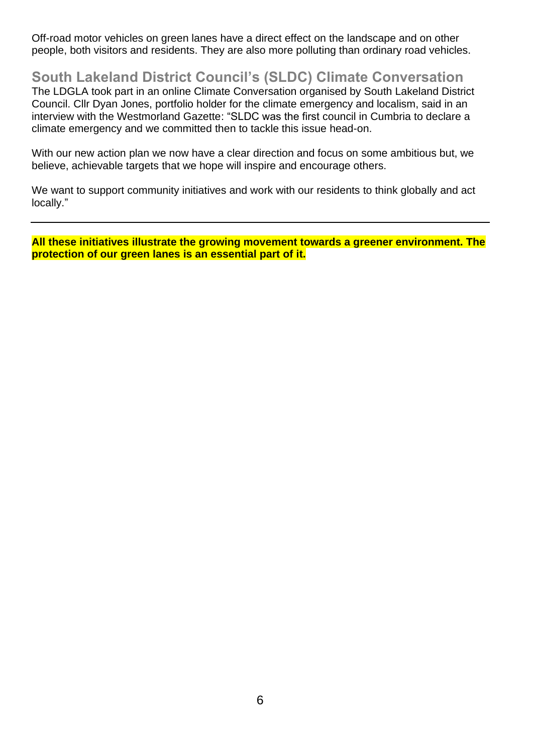Off-road motor vehicles on green lanes have a direct effect on the landscape and on other people, both visitors and residents. They are also more polluting than ordinary road vehicles.

## South Lakeland District Council's (SLDC) Climate Conversation

The LDGLA took part in an online Climate Conversation organised by South Lakeland District Council. Cllr Dyan Jones, portfolio holder for the climate emergency and localism, said in an interview with the Westmorland Gazette: "SLDC was the first council in Cumbria to declare a climate emergency and we committed then to tackle this issue head-on.

With our new action plan we now have a clear direction and focus on some ambitious but, we believe, achievable targets that we hope will inspire and encourage others.

We want to support community initiatives and work with our residents to think globally and act locally."

---

**All these initiatives illustrate the growing movement towards a greener environment. The protection of our green lanes is an essential part of it.**